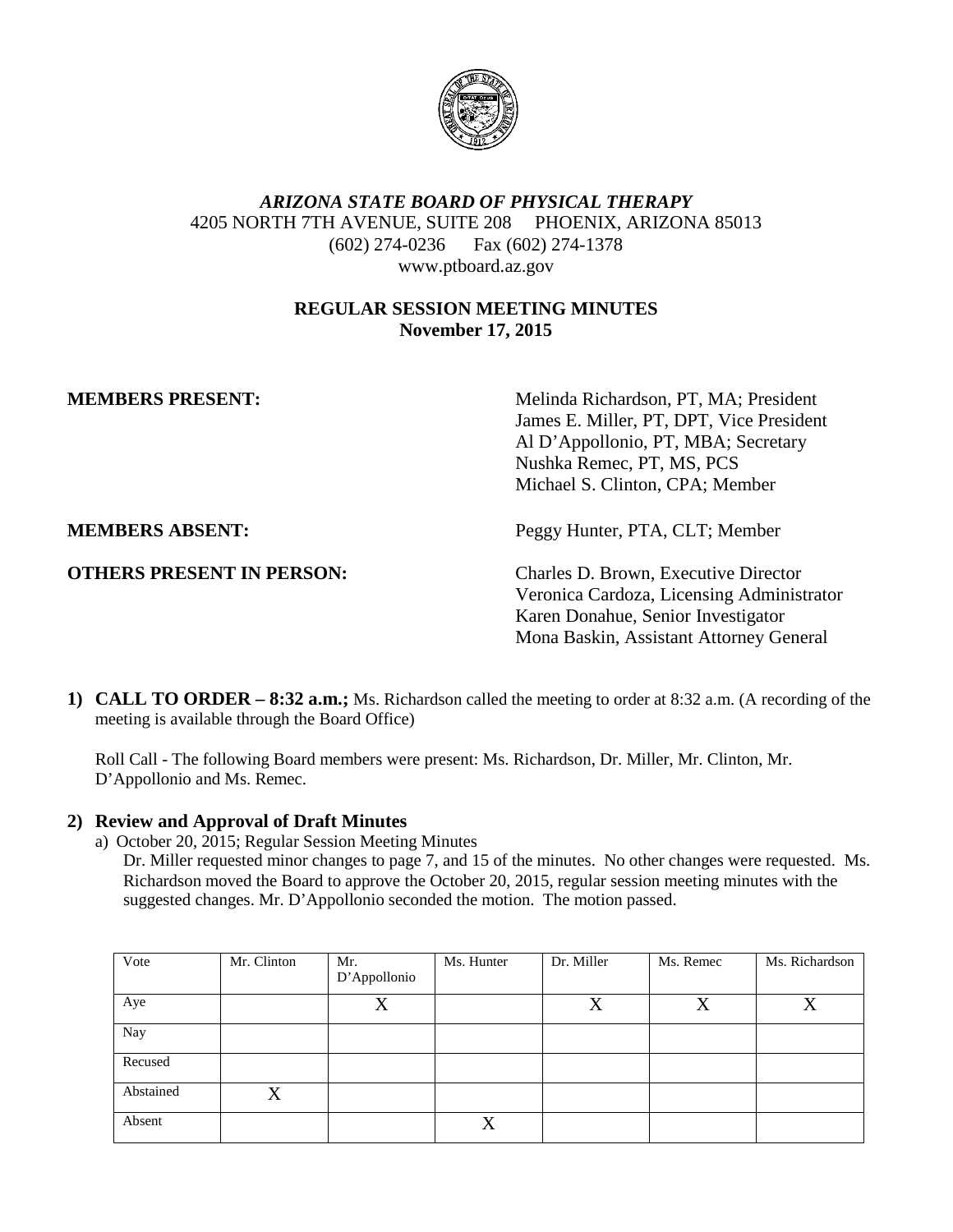# *ARIZONA STATE BOARD OF PHYSICAL THERAPY*

4205 NORTH 7TH AVENUE, SUITE 208 PHOENIX, ARIZONA 85013
(602) 274-0236 Fax (602) 274-1378
www.ptboard.az.gov

## REGULAR SESSION MEETING MINUTES
**November 17, 2015**

**MEMBERS PRESENT:**
Melinda Richardson, PT, MA; President
James E. Miller, PT, DPT, Vice President
Al D'Appollonio, PT, MBA; Secretary
Nushka Remec, PT, MS, PCS
Michael S. Clinton, CPA; Member

**MEMBERS ABSENT:**
Peggy Hunter, PTA, CLT; Member

**OTHERS PRESENT IN PERSON:**
Charles D. Brown, Executive Director
Veronica Cardoza, Licensing Administrator
Karen Donahue, Senior Investigator
Mona Baskin, Assistant Attorney General

**1) CALL TO ORDER – 8:32 a.m.;** Ms. Richardson called the meeting to order at 8:32 a.m. (A recording of the meeting is available through the Board Office)

Roll Call - The following Board members were present: Ms. Richardson, Dr. Miller, Mr. Clinton, Mr. D'Appollonio and Ms. Remec.

**2) Review and Approval of Draft Minutes**

a) October 20, 2015; Regular Session Meeting Minutes

Dr. Miller requested minor changes to page 7, and 15 of the minutes. No other changes were requested. Ms. Richardson moved the Board to approve the October 20, 2015, regular session meeting minutes with the suggested changes. Mr. D'Appollonio seconded the motion. The motion passed.

| Vote | Mr. Clinton | Mr. D'Appollonio | Ms. Hunter | Dr. Miller | Ms. Remec | Ms. Richardson |
|---|---|---|---|---|---|---|
| Aye | | X | | X | X | X |
| Nay | | | | | | |
| Recused | | | | | | |
| Abstained | X | | | | | |
| Absent | | | X | | | |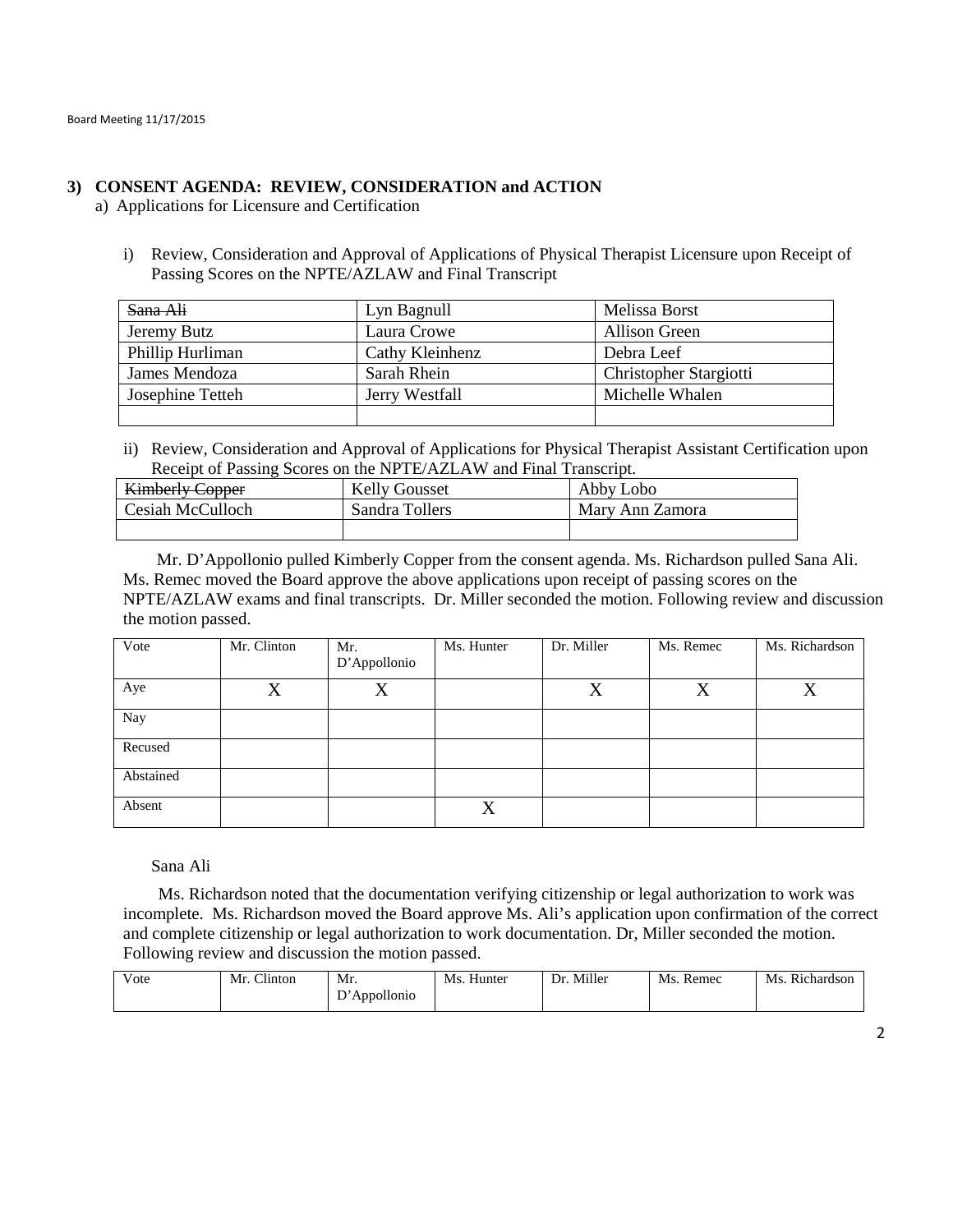### 3) CONSENT AGENDA: REVIEW, CONSIDERATION and ACTION

a) Applications for Licensure and Certification

i) Review, Consideration and Approval of Applications of Physical Therapist Licensure upon Receipt of Passing Scores on the NPTE/AZLAW and Final Transcript

| ~~Sana Ali~~ | Lyn Bagnull | Melissa Borst |
|---|---|---|
| Jeremy Butz | Laura Crowe | Allison Green |
| Phillip Hurliman | Cathy Kleinhenz | Debra Leef |
| James Mendoza | Sarah Rhein | Christopher Stargiotti |
| Josephine Tetteh | Jerry Westfall | Michelle Whalen |
| | | |

ii) Review, Consideration and Approval of Applications for Physical Therapist Assistant Certification upon Receipt of Passing Scores on the NPTE/AZLAW and Final Transcript.

| ~~Kimberly Copper~~ | Kelly Gousset | Abby Lobo |
|---|---|---|
| Cesiah McCulloch | Sandra Tollers | Mary Ann Zamora |
| | | |

Mr. D'Appollonio pulled Kimberly Copper from the consent agenda. Ms. Richardson pulled Sana Ali. Ms. Remec moved the Board approve the above applications upon receipt of passing scores on the NPTE/AZLAW exams and final transcripts. Dr. Miller seconded the motion. Following review and discussion the motion passed.

| Vote | Mr. Clinton | Mr. D'Appollonio | Ms. Hunter | Dr. Miller | Ms. Remec | Ms. Richardson |
|---|---|---|---|---|---|---|
| Aye | X | X | | X | X | X |
| Nay | | | | | | |
| Recused | | | | | | |
| Abstained | | | | | | |
| Absent | | | X | | | |

Sana Ali

Ms. Richardson noted that the documentation verifying citizenship or legal authorization to work was incomplete. Ms. Richardson moved the Board approve Ms. Ali's application upon confirmation of the correct and complete citizenship or legal authorization to work documentation. Dr, Miller seconded the motion. Following review and discussion the motion passed.

| Vote | Mr. Clinton | Mr. D'Appollonio | Ms. Hunter | Dr. Miller | Ms. Remec | Ms. Richardson |
|---|---|---|---|---|---|---|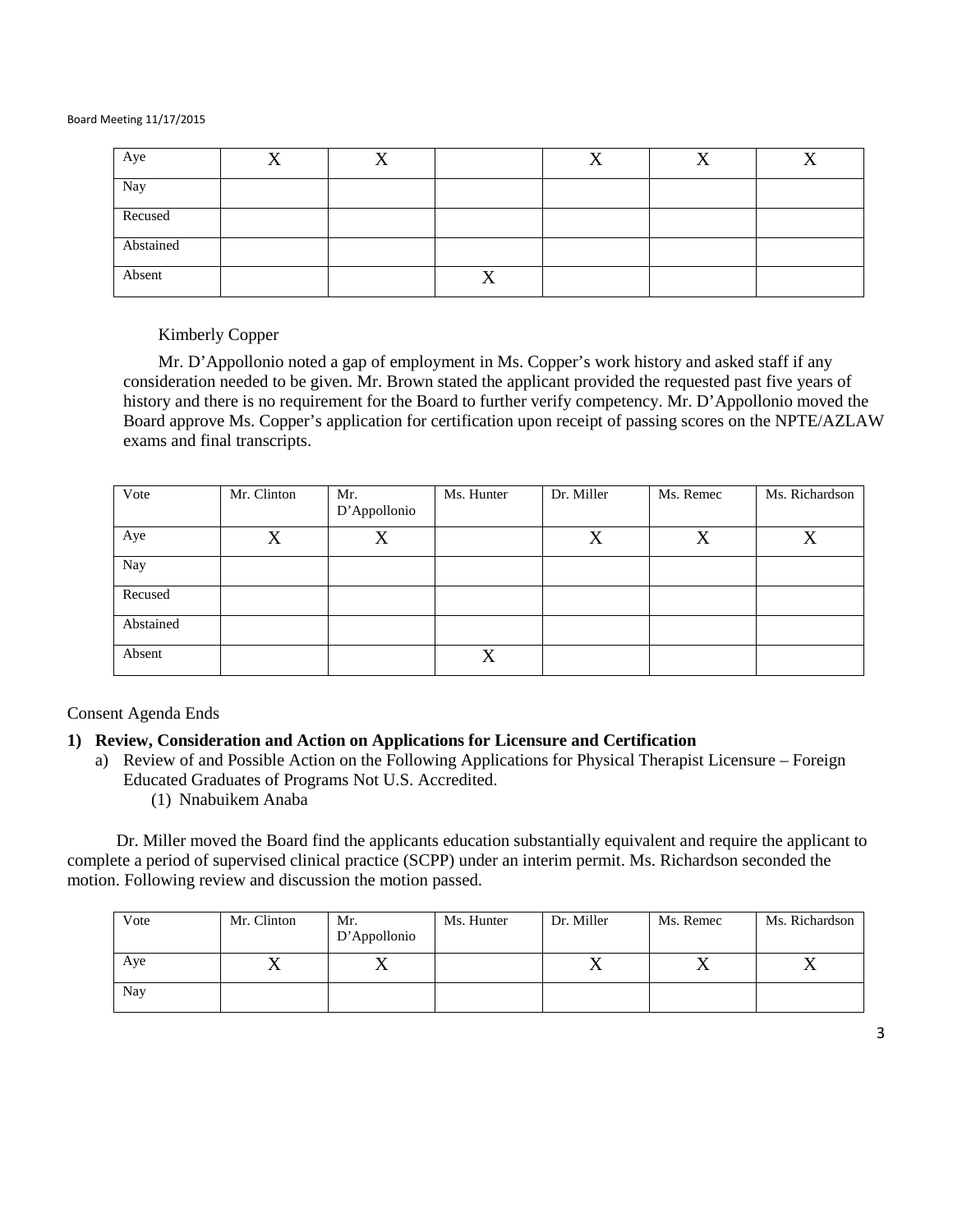| Aye | X | X | | X | X | X |
|---|---|---|---|---|---|---|
| Nay | | | | | | |
| Recused | | | | | | |
| Abstained | | | | | | |
| Absent | | | X | | | |

Kimberly Copper

Mr. D'Appollonio noted a gap of employment in Ms. Copper's work history and asked staff if any consideration needed to be given. Mr. Brown stated the applicant provided the requested past five years of history and there is no requirement for the Board to further verify competency. Mr. D'Appollonio moved the Board approve Ms. Copper's application for certification upon receipt of passing scores on the NPTE/AZLAW exams and final transcripts.

| Vote | Mr. Clinton | Mr. D'Appollonio | Ms. Hunter | Dr. Miller | Ms. Remec | Ms. Richardson |
|---|---|---|---|---|---|---|
| Aye | X | X | | X | X | X |
| Nay | | | | | | |
| Recused | | | | | | |
| Abstained | | | | | | |
| Absent | | | X | | | |

Consent Agenda Ends

**1) Review, Consideration and Action on Applications for Licensure and Certification**

a) Review of and Possible Action on the Following Applications for Physical Therapist Licensure – Foreign Educated Graduates of Programs Not U.S. Accredited.

(1) Nnabuikem Anaba

Dr. Miller moved the Board find the applicants education substantially equivalent and require the applicant to complete a period of supervised clinical practice (SCPP) under an interim permit. Ms. Richardson seconded the motion. Following review and discussion the motion passed.

| Vote | Mr. Clinton | Mr. D'Appollonio | Ms. Hunter | Dr. Miller | Ms. Remec | Ms. Richardson |
|---|---|---|---|---|---|---|
| Aye | X | X | | X | X | X |
| Nay | | | | | | |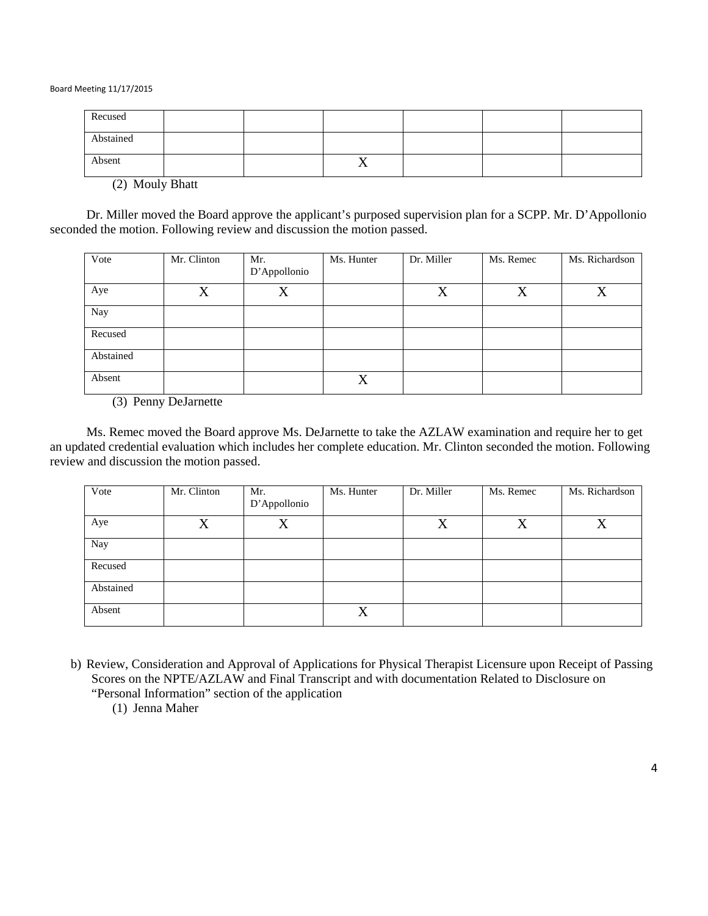| Recused | | | | | | |
|---|---|---|---|---|---|---|
| Abstained | | | | | | |
| Absent | | | X | | | |

(2) Mouly Bhatt

Dr. Miller moved the Board approve the applicant's purposed supervision plan for a SCPP. Mr. D'Appollonio seconded the motion. Following review and discussion the motion passed.

| Vote | Mr. Clinton | Mr. D'Appollonio | Ms. Hunter | Dr. Miller | Ms. Remec | Ms. Richardson |
|---|---|---|---|---|---|---|
| Aye | X | X | | X | X | X |
| Nay | | | | | | |
| Recused | | | | | | |
| Abstained | | | | | | |
| Absent | | | X | | | |

(3) Penny DeJarnette

Ms. Remec moved the Board approve Ms. DeJarnette to take the AZLAW examination and require her to get an updated credential evaluation which includes her complete education. Mr. Clinton seconded the motion. Following review and discussion the motion passed.

| Vote | Mr. Clinton | Mr. D'Appollonio | Ms. Hunter | Dr. Miller | Ms. Remec | Ms. Richardson |
|---|---|---|---|---|---|---|
| Aye | X | X | | X | X | X |
| Nay | | | | | | |
| Recused | | | | | | |
| Abstained | | | | | | |
| Absent | | | X | | | |

b) Review, Consideration and Approval of Applications for Physical Therapist Licensure upon Receipt of Passing Scores on the NPTE/AZLAW and Final Transcript and with documentation Related to Disclosure on "Personal Information" section of the application

(1) Jenna Maher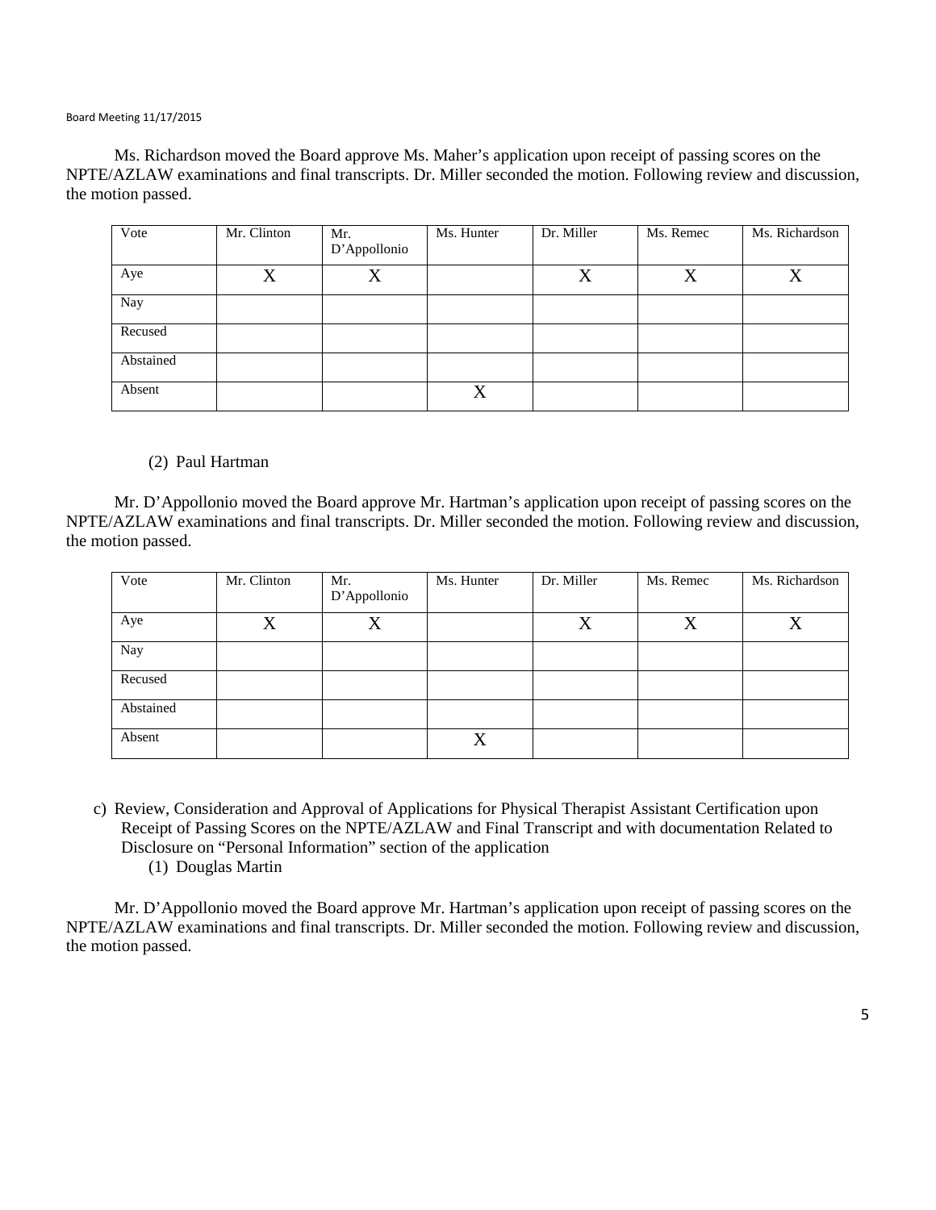Ms. Richardson moved the Board approve Ms. Maher's application upon receipt of passing scores on the NPTE/AZLAW examinations and final transcripts. Dr. Miller seconded the motion. Following review and discussion, the motion passed.

| Vote | Mr. Clinton | Mr. D'Appollonio | Ms. Hunter | Dr. Miller | Ms. Remec | Ms. Richardson |
|---|---|---|---|---|---|---|
| Aye | X | X | | X | X | X |
| Nay | | | | | | |
| Recused | | | | | | |
| Abstained | | | | | | |
| Absent | | | X | | | |

(2) Paul Hartman

Mr. D'Appollonio moved the Board approve Mr. Hartman's application upon receipt of passing scores on the NPTE/AZLAW examinations and final transcripts. Dr. Miller seconded the motion. Following review and discussion, the motion passed.

| Vote | Mr. Clinton | Mr. D'Appollonio | Ms. Hunter | Dr. Miller | Ms. Remec | Ms. Richardson |
|---|---|---|---|---|---|---|
| Aye | X | X | | X | X | X |
| Nay | | | | | | |
| Recused | | | | | | |
| Abstained | | | | | | |
| Absent | | | X | | | |

c) Review, Consideration and Approval of Applications for Physical Therapist Assistant Certification upon Receipt of Passing Scores on the NPTE/AZLAW and Final Transcript and with documentation Related to Disclosure on "Personal Information" section of the application

(1) Douglas Martin

Mr. D'Appollonio moved the Board approve Mr. Hartman's application upon receipt of passing scores on the NPTE/AZLAW examinations and final transcripts. Dr. Miller seconded the motion. Following review and discussion, the motion passed.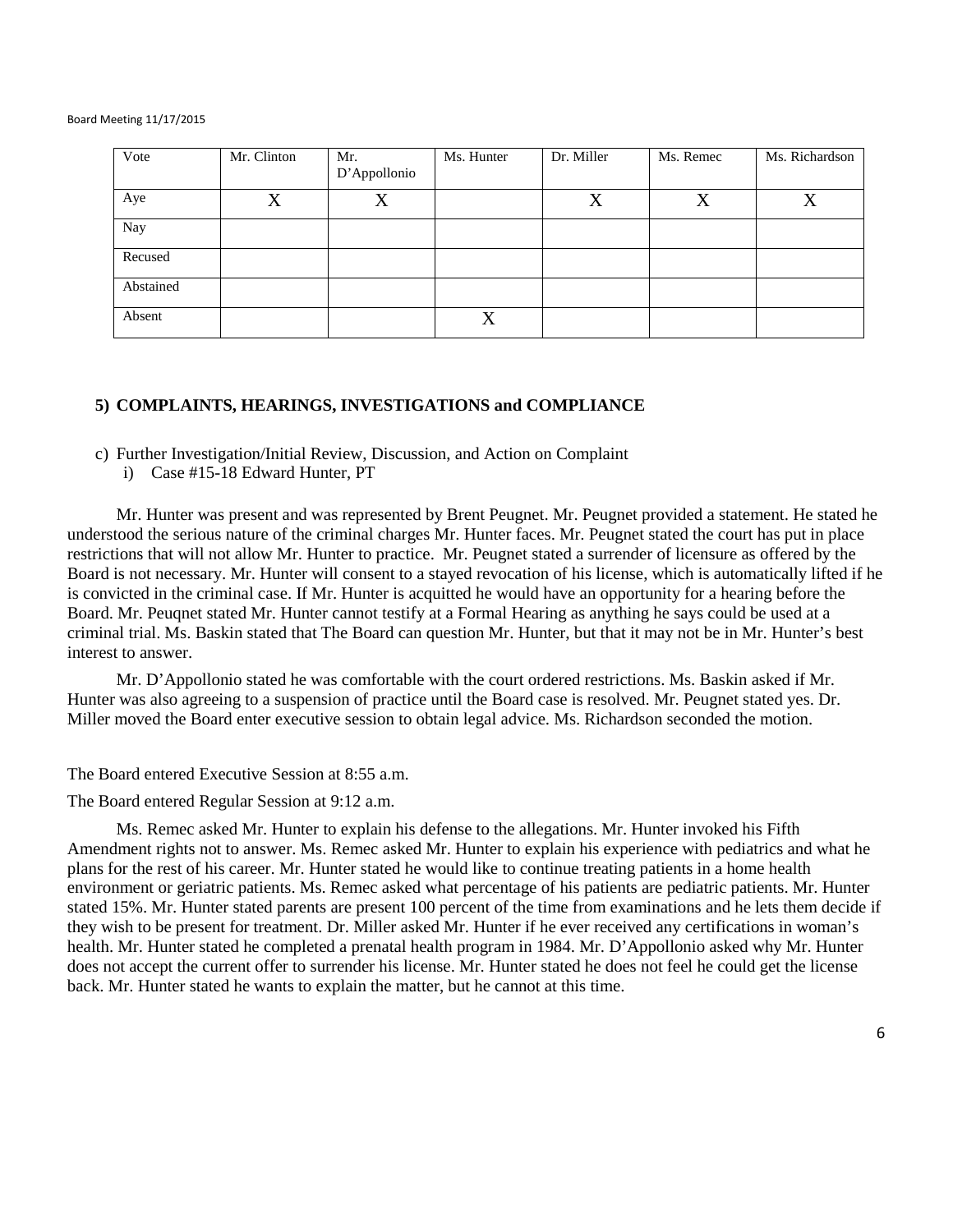| Vote | Mr. Clinton | Mr. D'Appollonio | Ms. Hunter | Dr. Miller | Ms. Remec | Ms. Richardson |
|---|---|---|---|---|---|---|
| Aye | X | X | | X | X | X |
| Nay | | | | | | |
| Recused | | | | | | |
| Abstained | | | | | | |
| Absent | | | X | | | |

## 5) COMPLAINTS, HEARINGS, INVESTIGATIONS and COMPLIANCE

c) Further Investigation/Initial Review, Discussion, and Action on Complaint
   i) Case #15-18 Edward Hunter, PT

Mr. Hunter was present and was represented by Brent Peugnet. Mr. Peugnet provided a statement. He stated he understood the serious nature of the criminal charges Mr. Hunter faces. Mr. Peugnet stated the court has put in place restrictions that will not allow Mr. Hunter to practice. Mr. Peugnet stated a surrender of licensure as offered by the Board is not necessary. Mr. Hunter will consent to a stayed revocation of his license, which is automatically lifted if he is convicted in the criminal case. If Mr. Hunter is acquitted he would have an opportunity for a hearing before the Board. Mr. Peuqnet stated Mr. Hunter cannot testify at a Formal Hearing as anything he says could be used at a criminal trial. Ms. Baskin stated that The Board can question Mr. Hunter, but that it may not be in Mr. Hunter's best interest to answer.

Mr. D'Appollonio stated he was comfortable with the court ordered restrictions. Ms. Baskin asked if Mr. Hunter was also agreeing to a suspension of practice until the Board case is resolved. Mr. Peugnet stated yes. Dr. Miller moved the Board enter executive session to obtain legal advice. Ms. Richardson seconded the motion.

The Board entered Executive Session at 8:55 a.m.

The Board entered Regular Session at 9:12 a.m.

Ms. Remec asked Mr. Hunter to explain his defense to the allegations. Mr. Hunter invoked his Fifth Amendment rights not to answer. Ms. Remec asked Mr. Hunter to explain his experience with pediatrics and what he plans for the rest of his career. Mr. Hunter stated he would like to continue treating patients in a home health environment or geriatric patients. Ms. Remec asked what percentage of his patients are pediatric patients. Mr. Hunter stated 15%. Mr. Hunter stated parents are present 100 percent of the time from examinations and he lets them decide if they wish to be present for treatment. Dr. Miller asked Mr. Hunter if he ever received any certifications in woman's health. Mr. Hunter stated he completed a prenatal health program in 1984. Mr. D'Appollonio asked why Mr. Hunter does not accept the current offer to surrender his license. Mr. Hunter stated he does not feel he could get the license back. Mr. Hunter stated he wants to explain the matter, but he cannot at this time.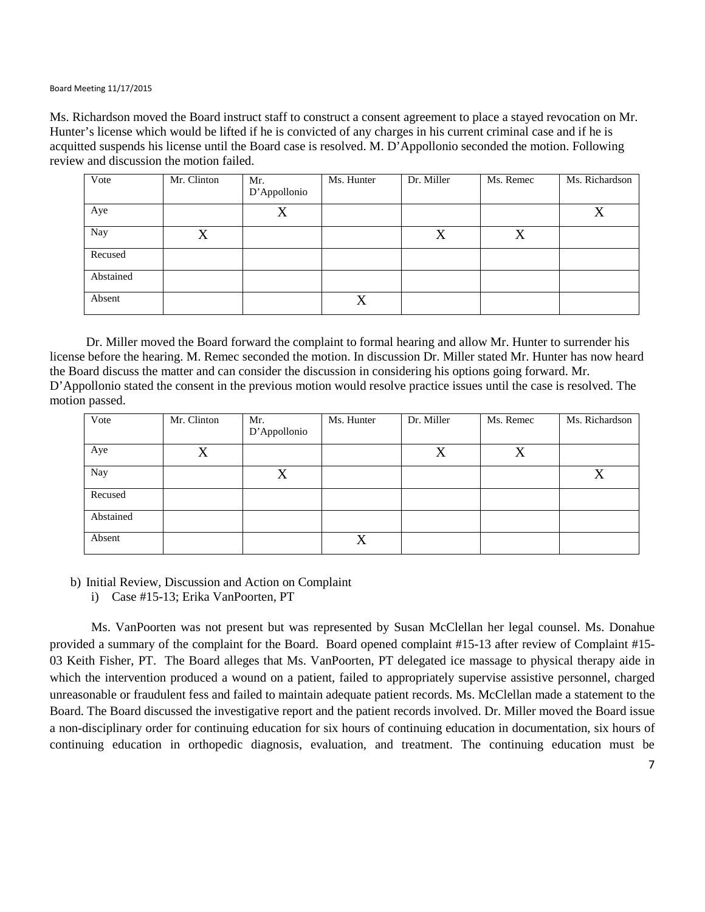Ms. Richardson moved the Board instruct staff to construct a consent agreement to place a stayed revocation on Mr. Hunter's license which would be lifted if he is convicted of any charges in his current criminal case and if he is acquitted suspends his license until the Board case is resolved. M. D'Appollonio seconded the motion. Following review and discussion the motion failed.

| Vote | Mr. Clinton | Mr. D'Appollonio | Ms. Hunter | Dr. Miller | Ms. Remec | Ms. Richardson |
|---|---|---|---|---|---|---|
| Aye | | X | | | | X |
| Nay | X | | | X | X | |
| Recused | | | | | | |
| Abstained | | | | | | |
| Absent | | | X | | | |

Dr. Miller moved the Board forward the complaint to formal hearing and allow Mr. Hunter to surrender his license before the hearing. M. Remec seconded the motion. In discussion Dr. Miller stated Mr. Hunter has now heard the Board discuss the matter and can consider the discussion in considering his options going forward. Mr. D'Appollonio stated the consent in the previous motion would resolve practice issues until the case is resolved. The motion passed.

| Vote | Mr. Clinton | Mr. D'Appollonio | Ms. Hunter | Dr. Miller | Ms. Remec | Ms. Richardson |
|---|---|---|---|---|---|---|
| Aye | X | | | X | X | |
| Nay | | X | | | | X |
| Recused | | | | | | |
| Abstained | | | | | | |
| Absent | | | X | | | |

b) Initial Review, Discussion and Action on Complaint
   i) Case #15-13; Erika VanPoorten, PT

Ms. VanPoorten was not present but was represented by Susan McClellan her legal counsel. Ms. Donahue provided a summary of the complaint for the Board. Board opened complaint #15-13 after review of Complaint #15-03 Keith Fisher, PT. The Board alleges that Ms. VanPoorten, PT delegated ice massage to physical therapy aide in which the intervention produced a wound on a patient, failed to appropriately supervise assistive personnel, charged unreasonable or fraudulent fess and failed to maintain adequate patient records. Ms. McClellan made a statement to the Board. The Board discussed the investigative report and the patient records involved. Dr. Miller moved the Board issue a non-disciplinary order for continuing education for six hours of continuing education in documentation, six hours of continuing education in orthopedic diagnosis, evaluation, and treatment. The continuing education must be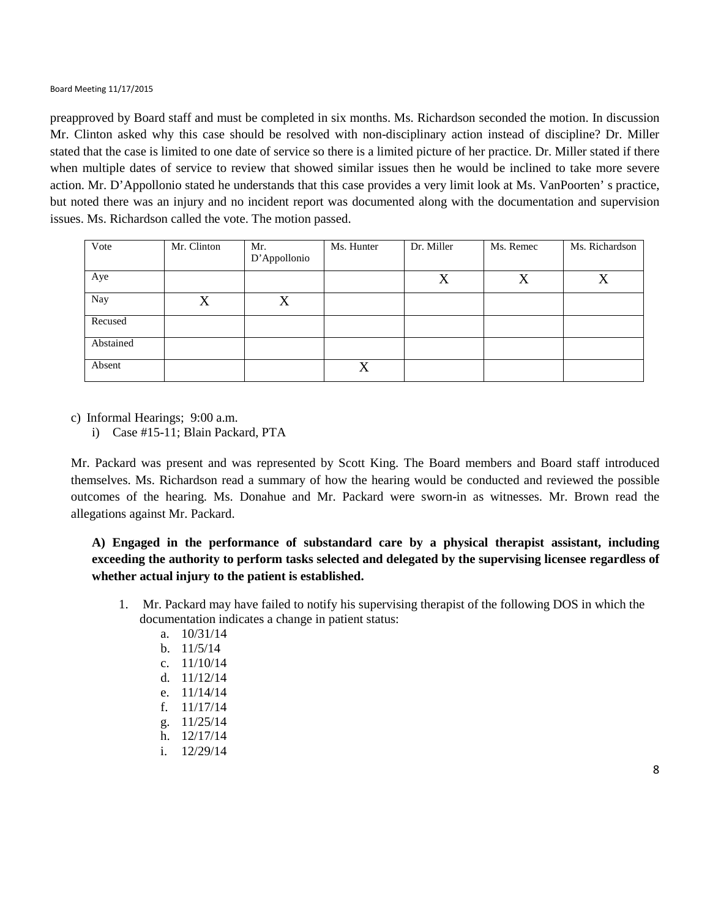preapproved by Board staff and must be completed in six months. Ms. Richardson seconded the motion. In discussion Mr. Clinton asked why this case should be resolved with non-disciplinary action instead of discipline? Dr. Miller stated that the case is limited to one date of service so there is a limited picture of her practice. Dr. Miller stated if there when multiple dates of service to review that showed similar issues then he would be inclined to take more severe action. Mr. D'Appollonio stated he understands that this case provides a very limit look at Ms. VanPoorten' s practice, but noted there was an injury and no incident report was documented along with the documentation and supervision issues. Ms. Richardson called the vote. The motion passed.

| Vote | Mr. Clinton | Mr. D'Appollonio | Ms. Hunter | Dr. Miller | Ms. Remec | Ms. Richardson |
|---|---|---|---|---|---|---|
| Aye | | | | X | X | X |
| Nay | X | X | | | | |
| Recused | | | | | | |
| Abstained | | | | | | |
| Absent | | | X | | | |

c) Informal Hearings; 9:00 a.m.
   i) Case #15-11; Blain Packard, PTA

Mr. Packard was present and was represented by Scott King. The Board members and Board staff introduced themselves. Ms. Richardson read a summary of how the hearing would be conducted and reviewed the possible outcomes of the hearing. Ms. Donahue and Mr. Packard were sworn-in as witnesses. Mr. Brown read the allegations against Mr. Packard.

**A) Engaged in the performance of substandard care by a physical therapist assistant, including exceeding the authority to perform tasks selected and delegated by the supervising licensee regardless of whether actual injury to the patient is established.**

1. Mr. Packard may have failed to notify his supervising therapist of the following DOS in which the documentation indicates a change in patient status:
   a. 10/31/14
   b. 11/5/14
   c. 11/10/14
   d. 11/12/14
   e. 11/14/14
   f. 11/17/14
   g. 11/25/14
   h. 12/17/14
   i. 12/29/14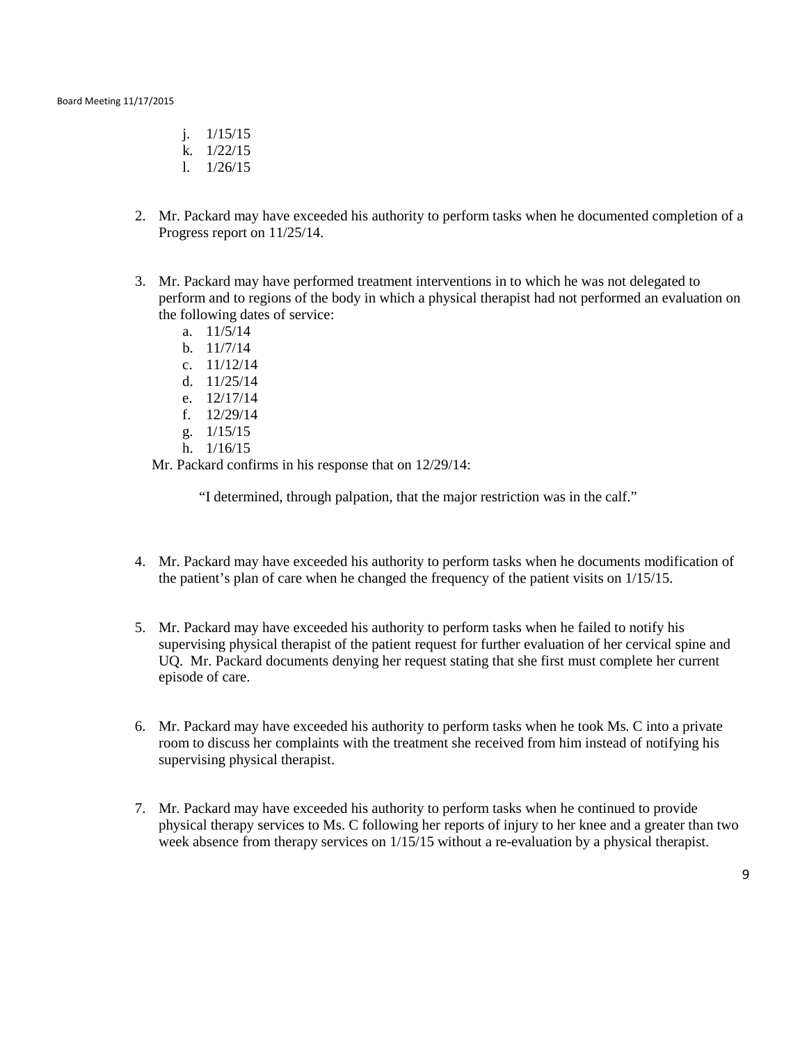j. 1/15/15
k. 1/22/15
l. 1/26/15

2. Mr. Packard may have exceeded his authority to perform tasks when he documented completion of a Progress report on 11/25/14.

3. Mr. Packard may have performed treatment interventions in to which he was not delegated to perform and to regions of the body in which a physical therapist had not performed an evaluation on the following dates of service:
   a. 11/5/14
   b. 11/7/14
   c. 11/12/14
   d. 11/25/14
   e. 12/17/14
   f. 12/29/14
   g. 1/15/15
   h. 1/16/15

   Mr. Packard confirms in his response that on 12/29/14:

   > "I determined, through palpation, that the major restriction was in the calf."

4. Mr. Packard may have exceeded his authority to perform tasks when he documents modification of the patient's plan of care when he changed the frequency of the patient visits on 1/15/15.

5. Mr. Packard may have exceeded his authority to perform tasks when he failed to notify his supervising physical therapist of the patient request for further evaluation of her cervical spine and UQ. Mr. Packard documents denying her request stating that she first must complete her current episode of care.

6. Mr. Packard may have exceeded his authority to perform tasks when he took Ms. C into a private room to discuss her complaints with the treatment she received from him instead of notifying his supervising physical therapist.

7. Mr. Packard may have exceeded his authority to perform tasks when he continued to provide physical therapy services to Ms. C following her reports of injury to her knee and a greater than two week absence from therapy services on 1/15/15 without a re-evaluation by a physical therapist.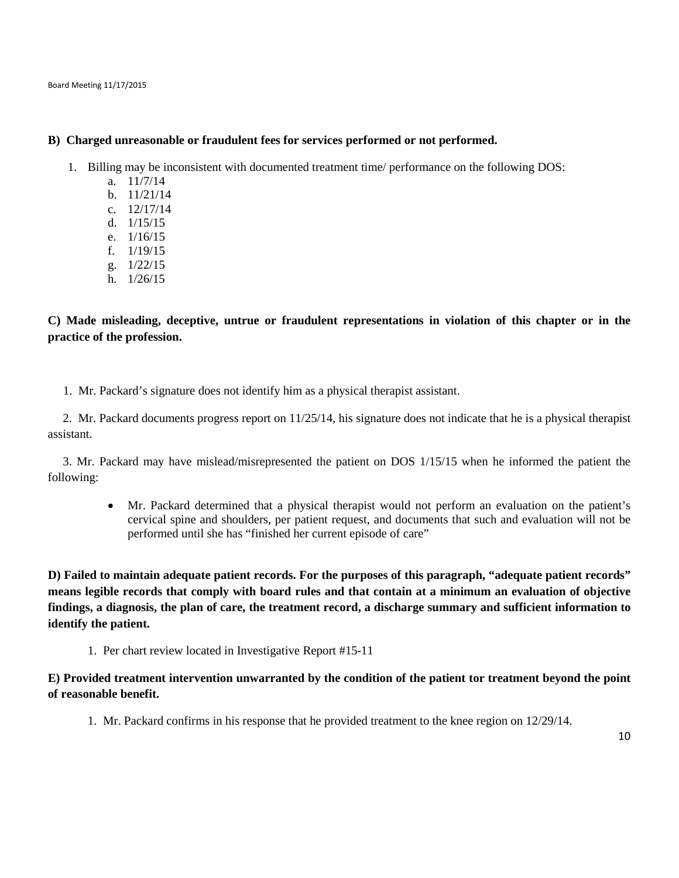**B) Charged unreasonable or fraudulent fees for services performed or not performed.**

1. Billing may be inconsistent with documented treatment time/ performance on the following DOS:
    a. 11/7/14
    b. 11/21/14
    c. 12/17/14
    d. 1/15/15
    e. 1/16/15
    f. 1/19/15
    g. 1/22/15
    h. 1/26/15

**C) Made misleading, deceptive, untrue or fraudulent representations in violation of this chapter or in the practice of the profession.**

1. Mr. Packard's signature does not identify him as a physical therapist assistant.

2. Mr. Packard documents progress report on 11/25/14, his signature does not indicate that he is a physical therapist assistant.

3. Mr. Packard may have mislead/misrepresented the patient on DOS 1/15/15 when he informed the patient the following:

    - Mr. Packard determined that a physical therapist would not perform an evaluation on the patient's cervical spine and shoulders, per patient request, and documents that such and evaluation will not be performed until she has "finished her current episode of care"

**D) Failed to maintain adequate patient records. For the purposes of this paragraph, "adequate patient records" means legible records that comply with board rules and that contain at a minimum an evaluation of objective findings, a diagnosis, the plan of care, the treatment record, a discharge summary and sufficient information to identify the patient.**

1. Per chart review located in Investigative Report #15-11

**E) Provided treatment intervention unwarranted by the condition of the patient tor treatment beyond the point of reasonable benefit.**

1. Mr. Packard confirms in his response that he provided treatment to the knee region on 12/29/14.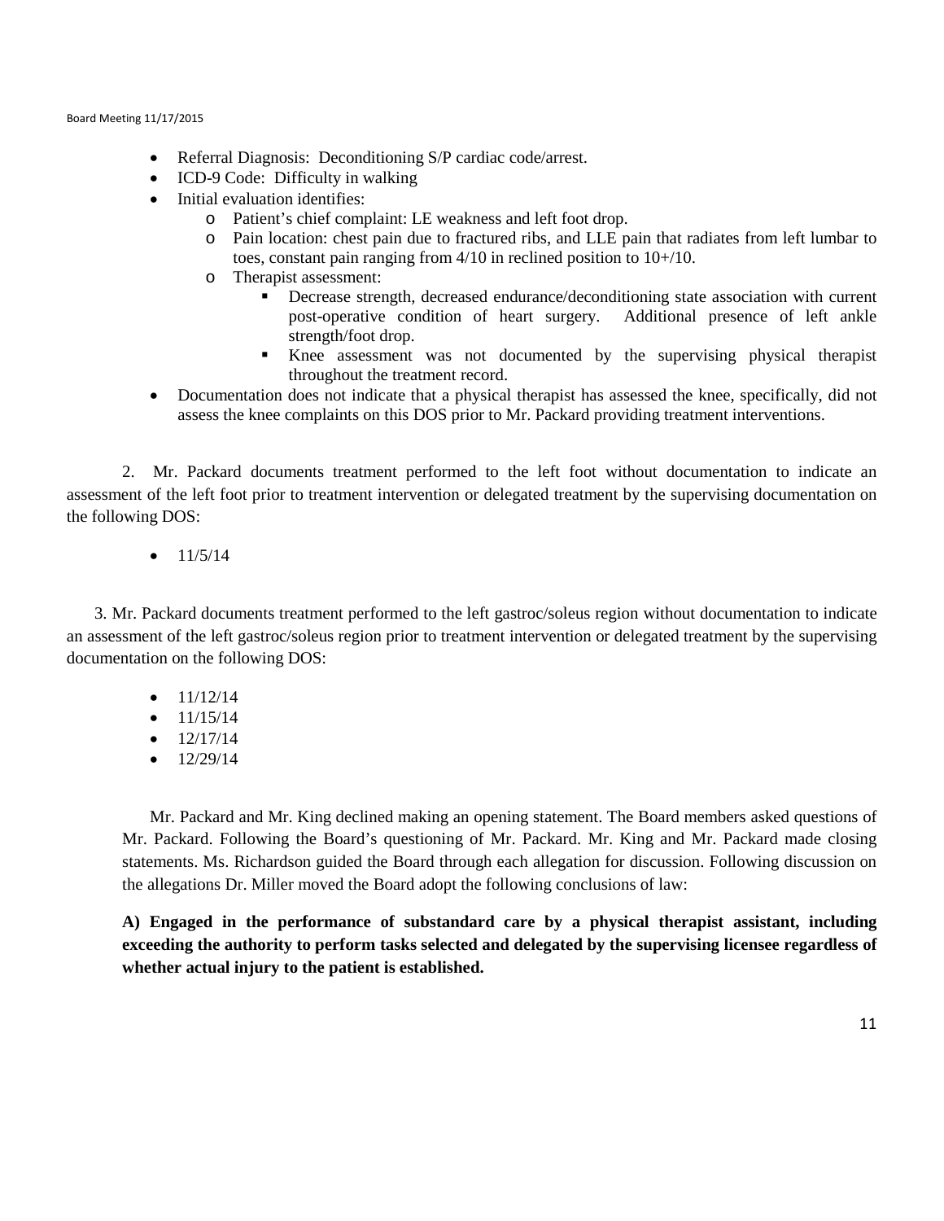- Referral Diagnosis: Deconditioning S/P cardiac code/arrest.
- ICD-9 Code: Difficulty in walking
- Initial evaluation identifies:
    - Patient's chief complaint: LE weakness and left foot drop.
    - Pain location: chest pain due to fractured ribs, and LLE pain that radiates from left lumbar to toes, constant pain ranging from 4/10 in reclined position to 10+/10.
    - Therapist assessment:
        - Decrease strength, decreased endurance/deconditioning state association with current post-operative condition of heart surgery. Additional presence of left ankle strength/foot drop.
        - Knee assessment was not documented by the supervising physical therapist throughout the treatment record.
- Documentation does not indicate that a physical therapist has assessed the knee, specifically, did not assess the knee complaints on this DOS prior to Mr. Packard providing treatment interventions.

2. Mr. Packard documents treatment performed to the left foot without documentation to indicate an assessment of the left foot prior to treatment intervention or delegated treatment by the supervising documentation on the following DOS:

- 11/5/14

3. Mr. Packard documents treatment performed to the left gastroc/soleus region without documentation to indicate an assessment of the left gastroc/soleus region prior to treatment intervention or delegated treatment by the supervising documentation on the following DOS:

- 11/12/14
- 11/15/14
- 12/17/14
- 12/29/14

Mr. Packard and Mr. King declined making an opening statement. The Board members asked questions of Mr. Packard. Following the Board's questioning of Mr. Packard. Mr. King and Mr. Packard made closing statements. Ms. Richardson guided the Board through each allegation for discussion. Following discussion on the allegations Dr. Miller moved the Board adopt the following conclusions of law:

**A) Engaged in the performance of substandard care by a physical therapist assistant, including exceeding the authority to perform tasks selected and delegated by the supervising licensee regardless of whether actual injury to the patient is established.**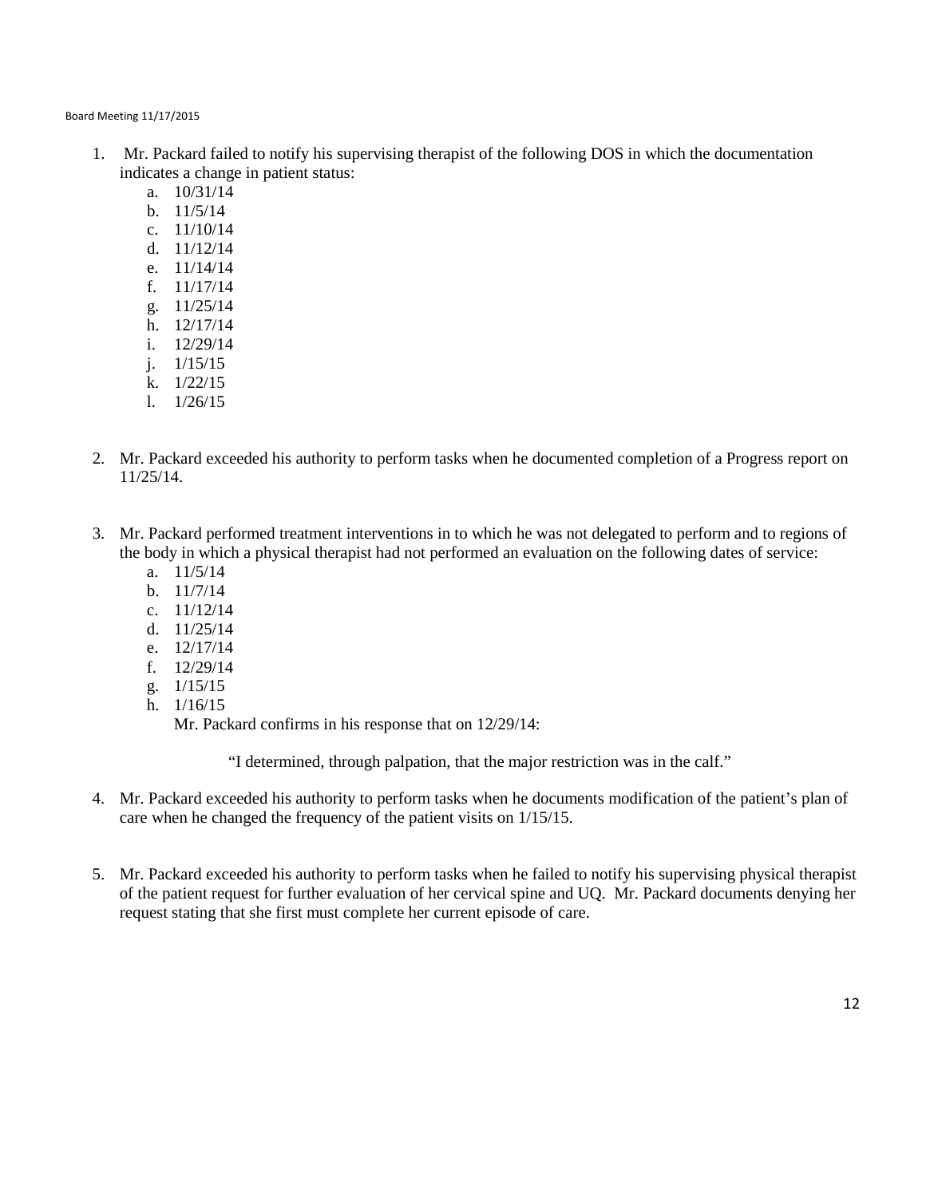1. Mr. Packard failed to notify his supervising therapist of the following DOS in which the documentation indicates a change in patient status:
    a. 10/31/14
    b. 11/5/14
    c. 11/10/14
    d. 11/12/14
    e. 11/14/14
    f. 11/17/14
    g. 11/25/14
    h. 12/17/14
    i. 12/29/14
    j. 1/15/15
    k. 1/22/15
    l. 1/26/15

2. Mr. Packard exceeded his authority to perform tasks when he documented completion of a Progress report on 11/25/14.

3. Mr. Packard performed treatment interventions in to which he was not delegated to perform and to regions of the body in which a physical therapist had not performed an evaluation on the following dates of service:
    a. 11/5/14
    b. 11/7/14
    c. 11/12/14
    d. 11/25/14
    e. 12/17/14
    f. 12/29/14
    g. 1/15/15
    h. 1/16/15

    Mr. Packard confirms in his response that on 12/29/14:

    > "I determined, through palpation, that the major restriction was in the calf."

4. Mr. Packard exceeded his authority to perform tasks when he documents modification of the patient's plan of care when he changed the frequency of the patient visits on 1/15/15.

5. Mr. Packard exceeded his authority to perform tasks when he failed to notify his supervising physical therapist of the patient request for further evaluation of her cervical spine and UQ. Mr. Packard documents denying her request stating that she first must complete her current episode of care.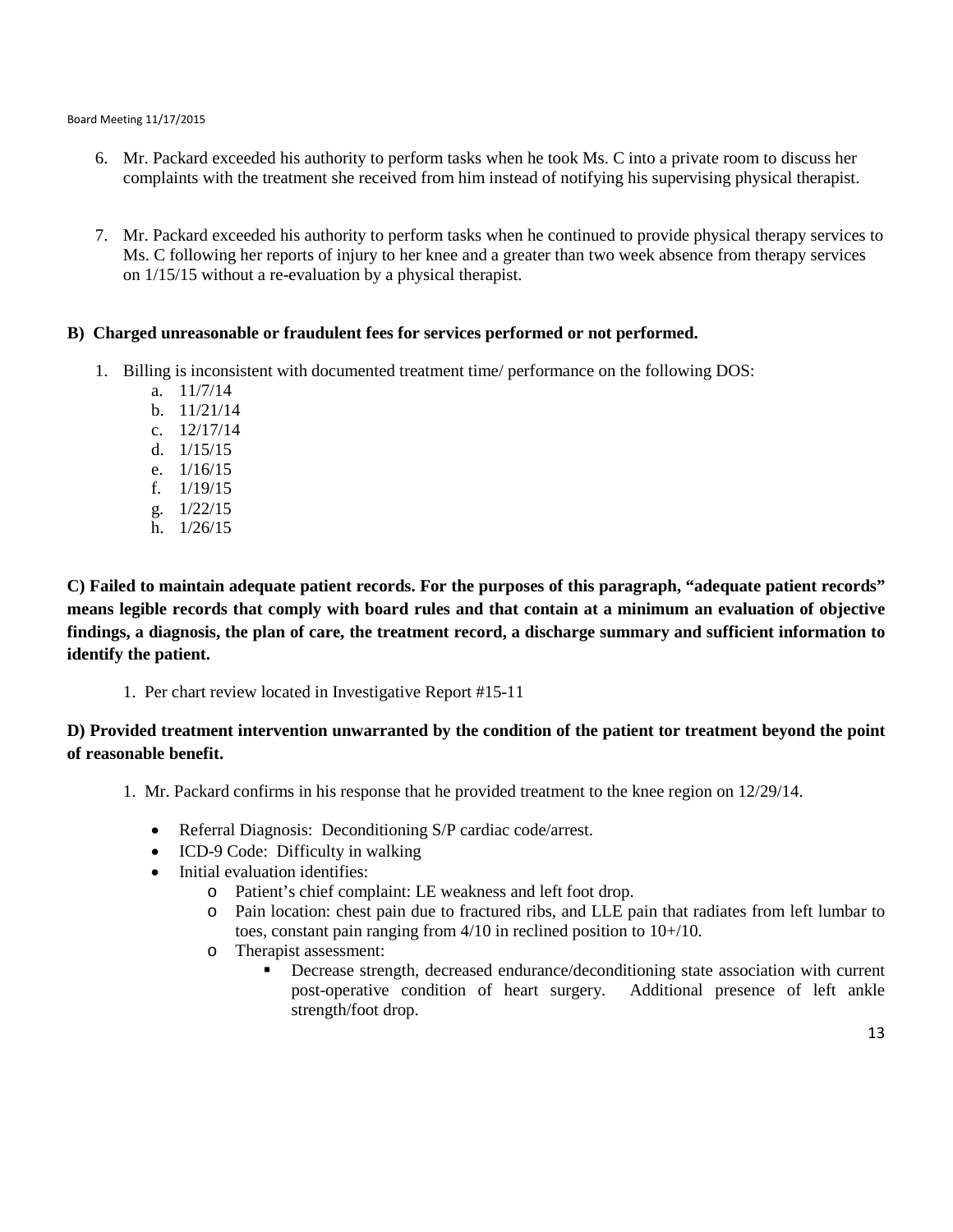6. Mr. Packard exceeded his authority to perform tasks when he took Ms. C into a private room to discuss her complaints with the treatment she received from him instead of notifying his supervising physical therapist.

7. Mr. Packard exceeded his authority to perform tasks when he continued to provide physical therapy services to Ms. C following her reports of injury to her knee and a greater than two week absence from therapy services on 1/15/15 without a re-evaluation by a physical therapist.

**B) Charged unreasonable or fraudulent fees for services performed or not performed.**

1. Billing is inconsistent with documented treatment time/ performance on the following DOS:
   a. 11/7/14
   b. 11/21/14
   c. 12/17/14
   d. 1/15/15
   e. 1/16/15
   f. 1/19/15
   g. 1/22/15
   h. 1/26/15

**C) Failed to maintain adequate patient records. For the purposes of this paragraph, "adequate patient records" means legible records that comply with board rules and that contain at a minimum an evaluation of objective findings, a diagnosis, the plan of care, the treatment record, a discharge summary and sufficient information to identify the patient.**

1. Per chart review located in Investigative Report #15-11

**D) Provided treatment intervention unwarranted by the condition of the patient tor treatment beyond the point of reasonable benefit.**

1. Mr. Packard confirms in his response that he provided treatment to the knee region on 12/29/14.

- Referral Diagnosis: Deconditioning S/P cardiac code/arrest.
- ICD-9 Code: Difficulty in walking
- Initial evaluation identifies:
  - Patient's chief complaint: LE weakness and left foot drop.
  - Pain location: chest pain due to fractured ribs, and LLE pain that radiates from left lumbar to toes, constant pain ranging from 4/10 in reclined position to 10+/10.
  - Therapist assessment:
    - Decrease strength, decreased endurance/deconditioning state association with current post-operative condition of heart surgery. Additional presence of left ankle strength/foot drop.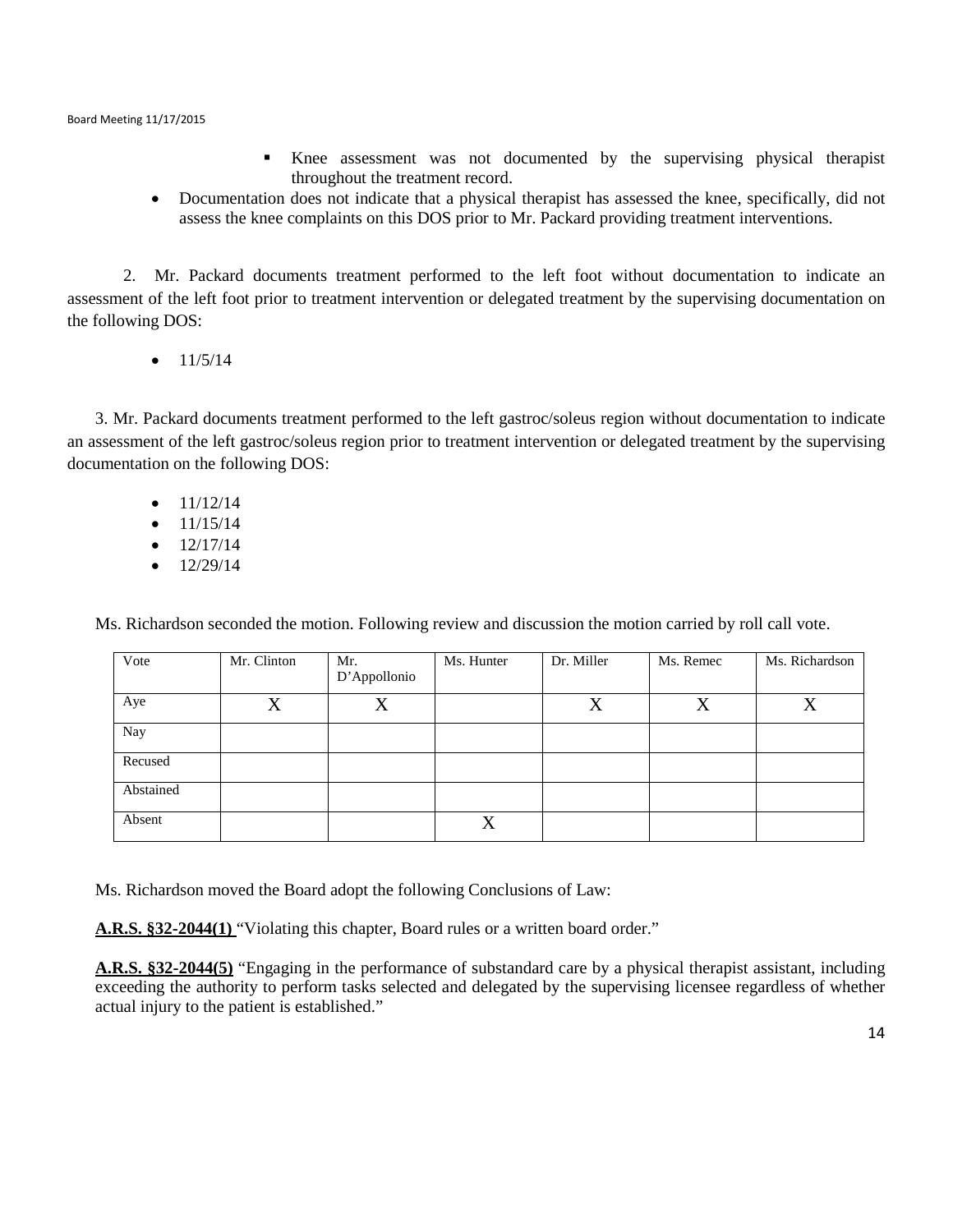- Knee assessment was not documented by the supervising physical therapist throughout the treatment record.
- Documentation does not indicate that a physical therapist has assessed the knee, specifically, did not assess the knee complaints on this DOS prior to Mr. Packard providing treatment interventions.

2. Mr. Packard documents treatment performed to the left foot without documentation to indicate an assessment of the left foot prior to treatment intervention or delegated treatment by the supervising documentation on the following DOS:

- 11/5/14

3. Mr. Packard documents treatment performed to the left gastroc/soleus region without documentation to indicate an assessment of the left gastroc/soleus region prior to treatment intervention or delegated treatment by the supervising documentation on the following DOS:

- 11/12/14
- 11/15/14
- 12/17/14
- 12/29/14

Ms. Richardson seconded the motion. Following review and discussion the motion carried by roll call vote.

| Vote | Mr. Clinton | Mr. D'Appollonio | Ms. Hunter | Dr. Miller | Ms. Remec | Ms. Richardson |
|---|---|---|---|---|---|---|
| Aye | X | X | | X | X | X |
| Nay | | | | | | |
| Recused | | | | | | |
| Abstained | | | | | | |
| Absent | | | X | | | |

Ms. Richardson moved the Board adopt the following Conclusions of Law:

**A.R.S. §32-2044(1)** "Violating this chapter, Board rules or a written board order."

**A.R.S. §32-2044(5)** "Engaging in the performance of substandard care by a physical therapist assistant, including exceeding the authority to perform tasks selected and delegated by the supervising licensee regardless of whether actual injury to the patient is established."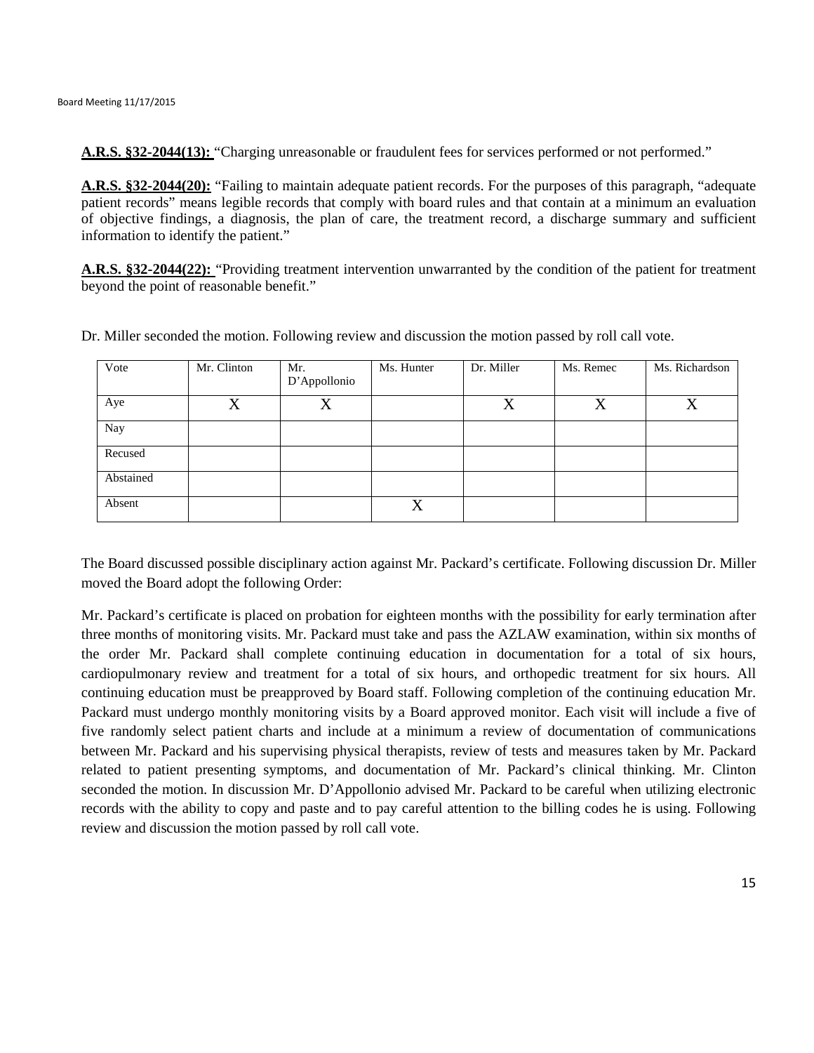**A.R.S. §32-2044(13):** "Charging unreasonable or fraudulent fees for services performed or not performed."

**A.R.S. §32-2044(20):** "Failing to maintain adequate patient records. For the purposes of this paragraph, "adequate patient records" means legible records that comply with board rules and that contain at a minimum an evaluation of objective findings, a diagnosis, the plan of care, the treatment record, a discharge summary and sufficient information to identify the patient."

**A.R.S. §32-2044(22):** "Providing treatment intervention unwarranted by the condition of the patient for treatment beyond the point of reasonable benefit."

Dr. Miller seconded the motion. Following review and discussion the motion passed by roll call vote.

| Vote | Mr. Clinton | Mr. D'Appollonio | Ms. Hunter | Dr. Miller | Ms. Remec | Ms. Richardson |
|---|---|---|---|---|---|---|
| Aye | X | X | | X | X | X |
| Nay | | | | | | |
| Recused | | | | | | |
| Abstained | | | | | | |
| Absent | | | X | | | |

The Board discussed possible disciplinary action against Mr. Packard's certificate. Following discussion Dr. Miller moved the Board adopt the following Order:

Mr. Packard's certificate is placed on probation for eighteen months with the possibility for early termination after three months of monitoring visits. Mr. Packard must take and pass the AZLAW examination, within six months of the order Mr. Packard shall complete continuing education in documentation for a total of six hours, cardiopulmonary review and treatment for a total of six hours, and orthopedic treatment for six hours. All continuing education must be preapproved by Board staff. Following completion of the continuing education Mr. Packard must undergo monthly monitoring visits by a Board approved monitor. Each visit will include a five of five randomly select patient charts and include at a minimum a review of documentation of communications between Mr. Packard and his supervising physical therapists, review of tests and measures taken by Mr. Packard related to patient presenting symptoms, and documentation of Mr. Packard's clinical thinking. Mr. Clinton seconded the motion. In discussion Mr. D'Appollonio advised Mr. Packard to be careful when utilizing electronic records with the ability to copy and paste and to pay careful attention to the billing codes he is using. Following review and discussion the motion passed by roll call vote.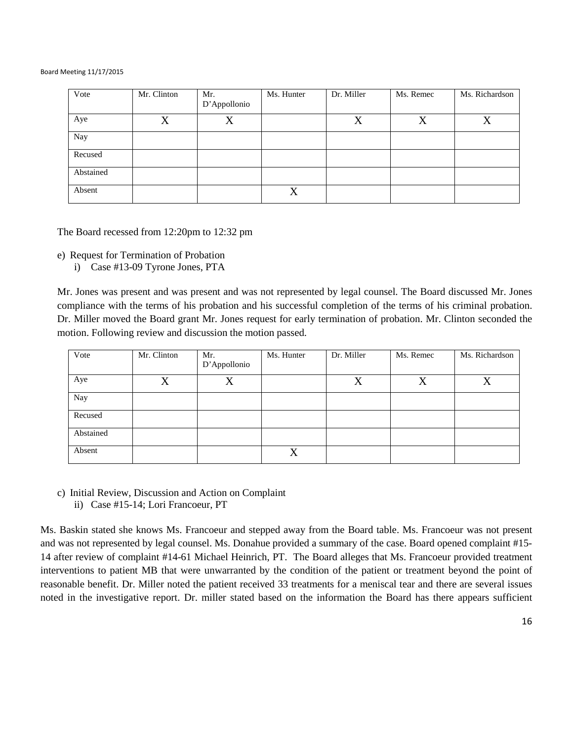| Vote | Mr. Clinton | Mr. D'Appollonio | Ms. Hunter | Dr. Miller | Ms. Remec | Ms. Richardson |
|---|---|---|---|---|---|---|
| Aye | X | X | | X | X | X |
| Nay | | | | | | |
| Recused | | | | | | |
| Abstained | | | | | | |
| Absent | | | X | | | |

The Board recessed from 12:20pm to 12:32 pm

e) Request for Termination of Probation
   i) Case #13-09 Tyrone Jones, PTA

Mr. Jones was present and was present and was not represented by legal counsel. The Board discussed Mr. Jones compliance with the terms of his probation and his successful completion of the terms of his criminal probation. Dr. Miller moved the Board grant Mr. Jones request for early termination of probation. Mr. Clinton seconded the motion. Following review and discussion the motion passed.

| Vote | Mr. Clinton | Mr. D'Appollonio | Ms. Hunter | Dr. Miller | Ms. Remec | Ms. Richardson |
|---|---|---|---|---|---|---|
| Aye | X | X | | X | X | X |
| Nay | | | | | | |
| Recused | | | | | | |
| Abstained | | | | | | |
| Absent | | | X | | | |

c) Initial Review, Discussion and Action on Complaint
   ii) Case #15-14; Lori Francoeur, PT

Ms. Baskin stated she knows Ms. Francoeur and stepped away from the Board table. Ms. Francoeur was not present and was not represented by legal counsel. Ms. Donahue provided a summary of the case. Board opened complaint #15-14 after review of complaint #14-61 Michael Heinrich, PT. The Board alleges that Ms. Francoeur provided treatment interventions to patient MB that were unwarranted by the condition of the patient or treatment beyond the point of reasonable benefit. Dr. Miller noted the patient received 33 treatments for a meniscal tear and there are several issues noted in the investigative report. Dr. miller stated based on the information the Board has there appears sufficient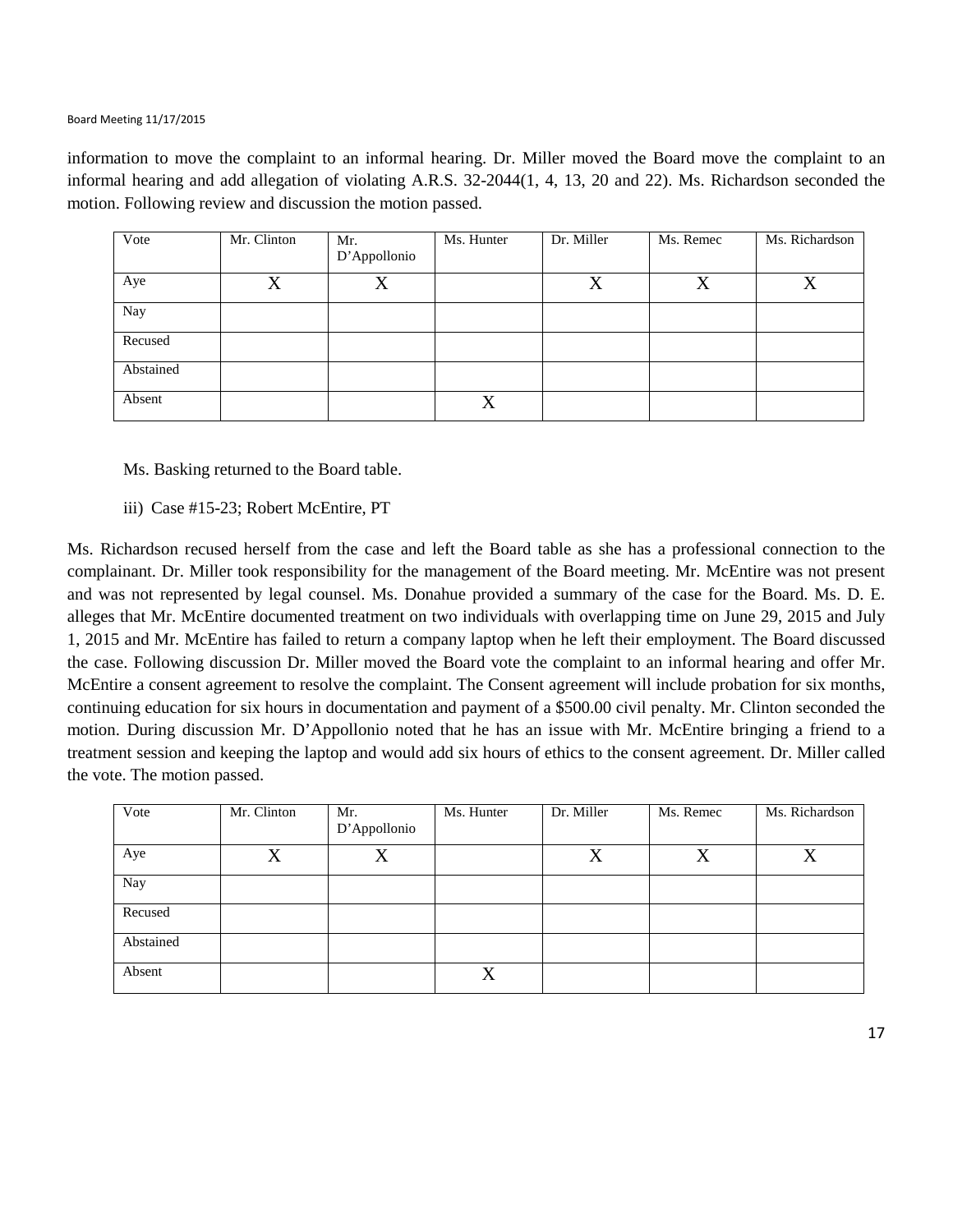information to move the complaint to an informal hearing. Dr. Miller moved the Board move the complaint to an informal hearing and add allegation of violating A.R.S. 32-2044(1, 4, 13, 20 and 22). Ms. Richardson seconded the motion. Following review and discussion the motion passed.

| Vote | Mr. Clinton | Mr. D'Appollonio | Ms. Hunter | Dr. Miller | Ms. Remec | Ms. Richardson |
|---|---|---|---|---|---|---|
| Aye | X | X | | X | X | X |
| Nay | | | | | | |
| Recused | | | | | | |
| Abstained | | | | | | |
| Absent | | | X | | | |

Ms. Basking returned to the Board table.

iii) Case #15-23; Robert McEntire, PT

Ms. Richardson recused herself from the case and left the Board table as she has a professional connection to the complainant. Dr. Miller took responsibility for the management of the Board meeting. Mr. McEntire was not present and was not represented by legal counsel. Ms. Donahue provided a summary of the case for the Board. Ms. D. E. alleges that Mr. McEntire documented treatment on two individuals with overlapping time on June 29, 2015 and July 1, 2015 and Mr. McEntire has failed to return a company laptop when he left their employment. The Board discussed the case. Following discussion Dr. Miller moved the Board vote the complaint to an informal hearing and offer Mr. McEntire a consent agreement to resolve the complaint. The Consent agreement will include probation for six months, continuing education for six hours in documentation and payment of a $500.00 civil penalty. Mr. Clinton seconded the motion. During discussion Mr. D'Appollonio noted that he has an issue with Mr. McEntire bringing a friend to a treatment session and keeping the laptop and would add six hours of ethics to the consent agreement. Dr. Miller called the vote. The motion passed.

| Vote | Mr. Clinton | Mr. D'Appollonio | Ms. Hunter | Dr. Miller | Ms. Remec | Ms. Richardson |
|---|---|---|---|---|---|---|
| Aye | X | X | | X | X | X |
| Nay | | | | | | |
| Recused | | | | | | |
| Abstained | | | | | | |
| Absent | | | X | | | |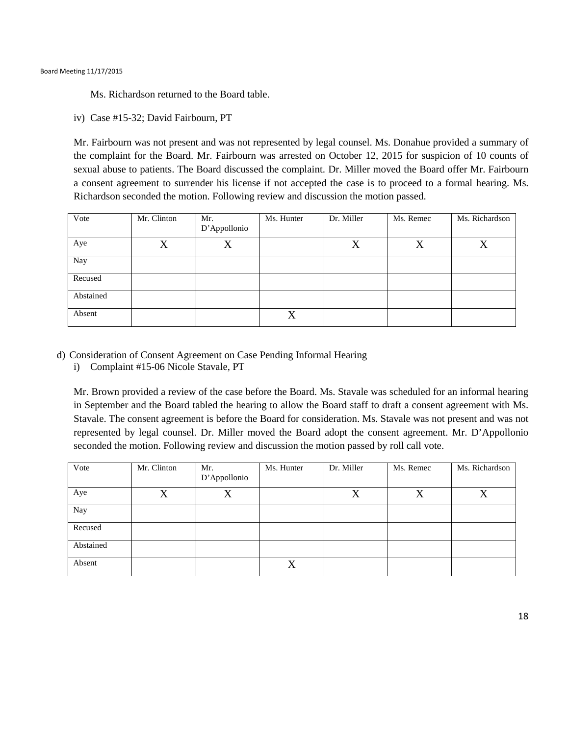Ms. Richardson returned to the Board table.

iv) Case #15-32; David Fairbourn, PT

Mr. Fairbourn was not present and was not represented by legal counsel. Ms. Donahue provided a summary of the complaint for the Board. Mr. Fairbourn was arrested on October 12, 2015 for suspicion of 10 counts of sexual abuse to patients. The Board discussed the complaint. Dr. Miller moved the Board offer Mr. Fairbourn a consent agreement to surrender his license if not accepted the case is to proceed to a formal hearing. Ms. Richardson seconded the motion. Following review and discussion the motion passed.

| Vote | Mr. Clinton | Mr. D'Appollonio | Ms. Hunter | Dr. Miller | Ms. Remec | Ms. Richardson |
|---|---|---|---|---|---|---|
| Aye | X | X | | X | X | X |
| Nay | | | | | | |
| Recused | | | | | | |
| Abstained | | | | | | |
| Absent | | | X | | | |

d) Consideration of Consent Agreement on Case Pending Informal Hearing

i) Complaint #15-06 Nicole Stavale, PT

Mr. Brown provided a review of the case before the Board. Ms. Stavale was scheduled for an informal hearing in September and the Board tabled the hearing to allow the Board staff to draft a consent agreement with Ms. Stavale. The consent agreement is before the Board for consideration. Ms. Stavale was not present and was not represented by legal counsel. Dr. Miller moved the Board adopt the consent agreement. Mr. D'Appollonio seconded the motion. Following review and discussion the motion passed by roll call vote.

| Vote | Mr. Clinton | Mr. D'Appollonio | Ms. Hunter | Dr. Miller | Ms. Remec | Ms. Richardson |
|---|---|---|---|---|---|---|
| Aye | X | X | | X | X | X |
| Nay | | | | | | |
| Recused | | | | | | |
| Abstained | | | | | | |
| Absent | | | X | | | |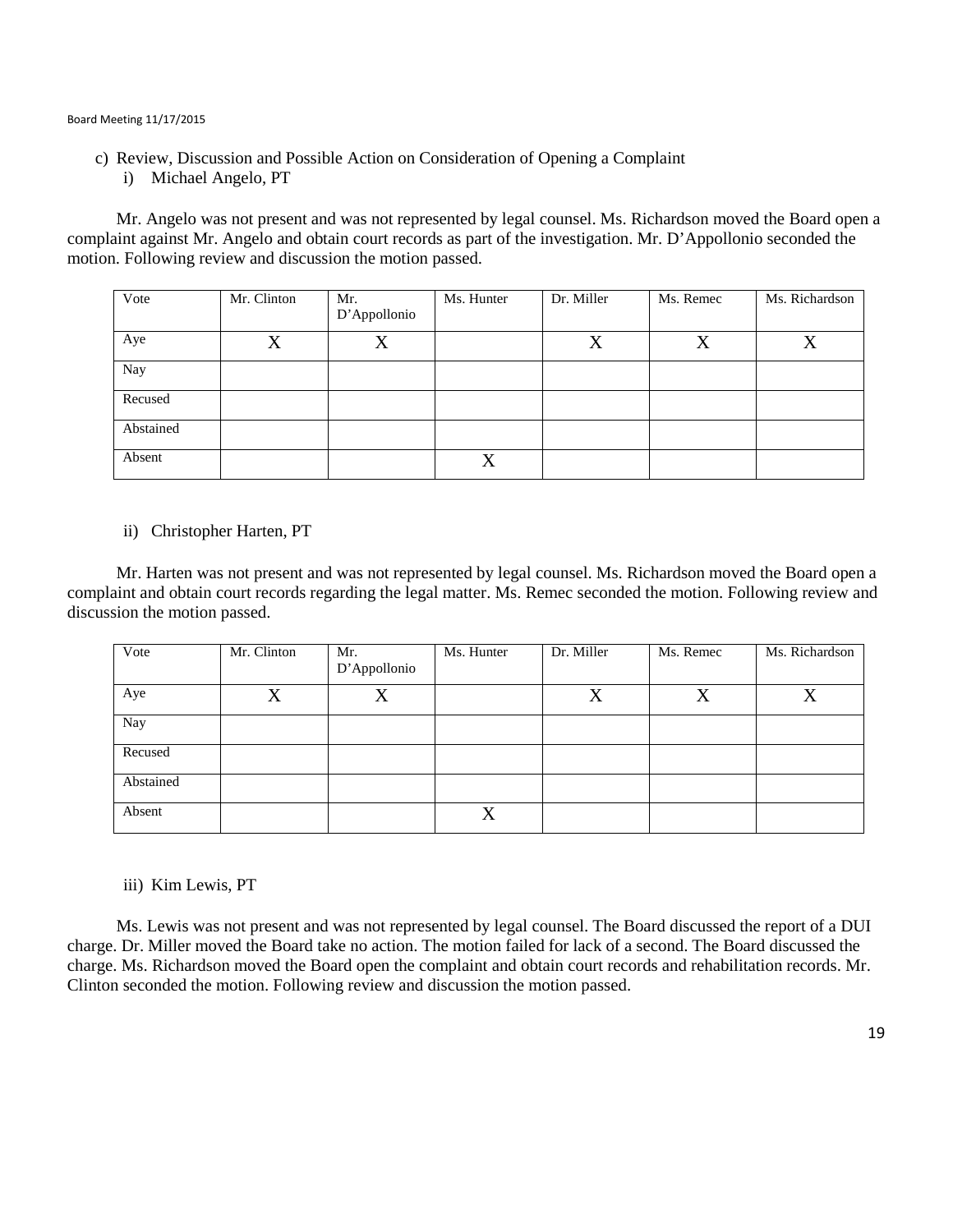c) Review, Discussion and Possible Action on Consideration of Opening a Complaint

i) Michael Angelo, PT

Mr. Angelo was not present and was not represented by legal counsel. Ms. Richardson moved the Board open a complaint against Mr. Angelo and obtain court records as part of the investigation. Mr. D'Appollonio seconded the motion. Following review and discussion the motion passed.

| Vote | Mr. Clinton | Mr. D'Appollonio | Ms. Hunter | Dr. Miller | Ms. Remec | Ms. Richardson |
|---|---|---|---|---|---|---|
| Aye | X | X | | X | X | X |
| Nay | | | | | | |
| Recused | | | | | | |
| Abstained | | | | | | |
| Absent | | | X | | | |

ii) Christopher Harten, PT

Mr. Harten was not present and was not represented by legal counsel. Ms. Richardson moved the Board open a complaint and obtain court records regarding the legal matter. Ms. Remec seconded the motion. Following review and discussion the motion passed.

| Vote | Mr. Clinton | Mr. D'Appollonio | Ms. Hunter | Dr. Miller | Ms. Remec | Ms. Richardson |
|---|---|---|---|---|---|---|
| Aye | X | X | | X | X | X |
| Nay | | | | | | |
| Recused | | | | | | |
| Abstained | | | | | | |
| Absent | | | X | | | |

iii) Kim Lewis, PT

Ms. Lewis was not present and was not represented by legal counsel. The Board discussed the report of a DUI charge. Dr. Miller moved the Board take no action. The motion failed for lack of a second. The Board discussed the charge. Ms. Richardson moved the Board open the complaint and obtain court records and rehabilitation records. Mr. Clinton seconded the motion. Following review and discussion the motion passed.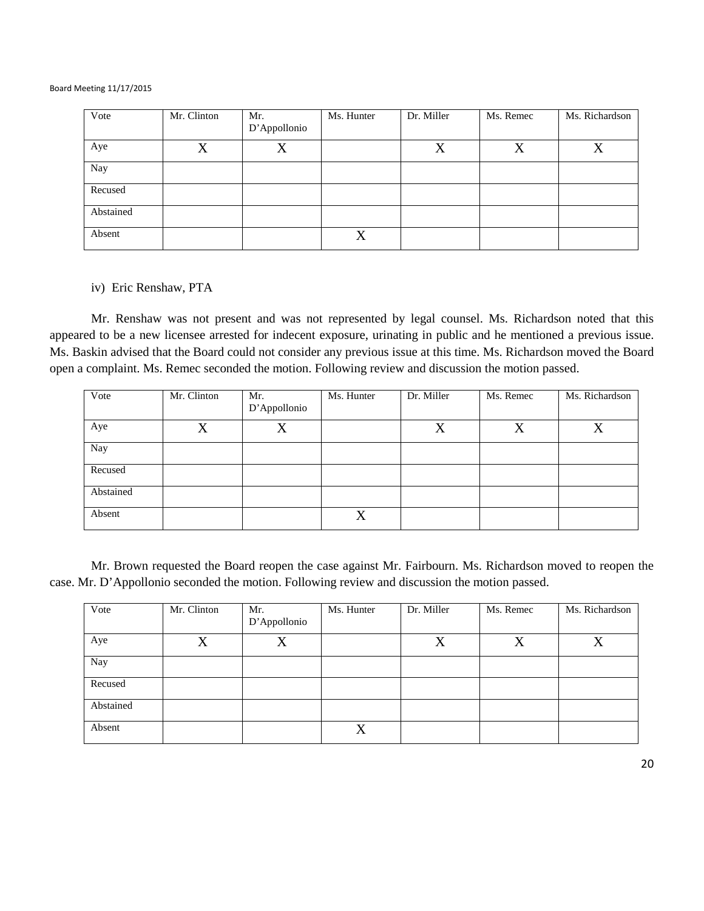| Vote | Mr. Clinton | Mr. D'Appollonio | Ms. Hunter | Dr. Miller | Ms. Remec | Ms. Richardson |
|---|---|---|---|---|---|---|
| Aye | X | X | | X | X | X |
| Nay | | | | | | |
| Recused | | | | | | |
| Abstained | | | | | | |
| Absent | | | X | | | |

iv) Eric Renshaw, PTA

Mr. Renshaw was not present and was not represented by legal counsel. Ms. Richardson noted that this appeared to be a new licensee arrested for indecent exposure, urinating in public and he mentioned a previous issue. Ms. Baskin advised that the Board could not consider any previous issue at this time. Ms. Richardson moved the Board open a complaint. Ms. Remec seconded the motion. Following review and discussion the motion passed.

| Vote | Mr. Clinton | Mr. D'Appollonio | Ms. Hunter | Dr. Miller | Ms. Remec | Ms. Richardson |
|---|---|---|---|---|---|---|
| Aye | X | X | | X | X | X |
| Nay | | | | | | |
| Recused | | | | | | |
| Abstained | | | | | | |
| Absent | | | X | | | |

Mr. Brown requested the Board reopen the case against Mr. Fairbourn. Ms. Richardson moved to reopen the case. Mr. D'Appollonio seconded the motion. Following review and discussion the motion passed.

| Vote | Mr. Clinton | Mr. D'Appollonio | Ms. Hunter | Dr. Miller | Ms. Remec | Ms. Richardson |
|---|---|---|---|---|---|---|
| Aye | X | X | | X | X | X |
| Nay | | | | | | |
| Recused | | | | | | |
| Abstained | | | | | | |
| Absent | | | X | | | |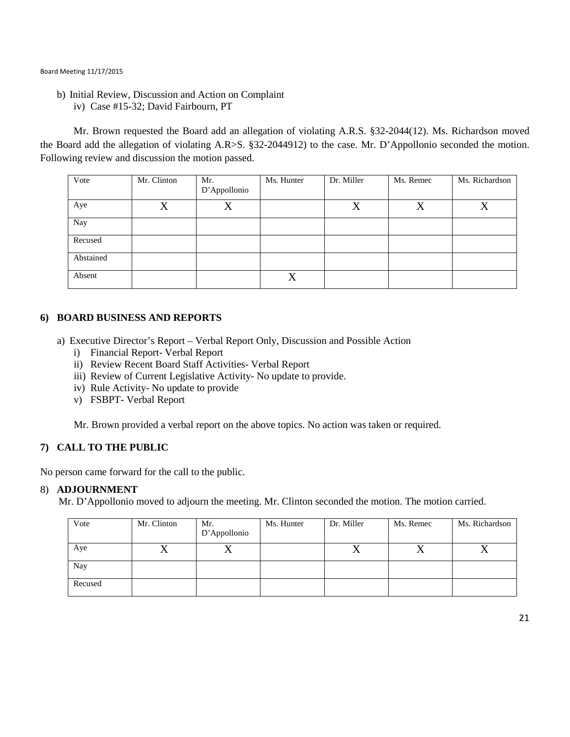b) Initial Review, Discussion and Action on Complaint
   iv) Case #15-32; David Fairbourn, PT

Mr. Brown requested the Board add an allegation of violating A.R.S. §32-2044(12). Ms. Richardson moved the Board add the allegation of violating A.R>S. §32-2044912) to the case. Mr. D'Appollonio seconded the motion. Following review and discussion the motion passed.

| Vote | Mr. Clinton | Mr. D'Appollonio | Ms. Hunter | Dr. Miller | Ms. Remec | Ms. Richardson |
|---|---|---|---|---|---|---|
| Aye | X | X | | X | X | X |
| Nay | | | | | | |
| Recused | | | | | | |
| Abstained | | | | | | |
| Absent | | | X | | | |

## 6) BOARD BUSINESS AND REPORTS

a) Executive Director's Report – Verbal Report Only, Discussion and Possible Action
   i) Financial Report- Verbal Report
   ii) Review Recent Board Staff Activities- Verbal Report
   iii) Review of Current Legislative Activity- No update to provide.
   iv) Rule Activity- No update to provide
   v) FSBPT- Verbal Report

Mr. Brown provided a verbal report on the above topics. No action was taken or required.

## 7) CALL TO THE PUBLIC

No person came forward for the call to the public.

## 8) ADJOURNMENT

Mr. D'Appollonio moved to adjourn the meeting. Mr. Clinton seconded the motion. The motion carried.

| Vote | Mr. Clinton | Mr. D'Appollonio | Ms. Hunter | Dr. Miller | Ms. Remec | Ms. Richardson |
|---|---|---|---|---|---|---|
| Aye | X | X | | X | X | X |
| Nay | | | | | | |
| Recused | | | | | | |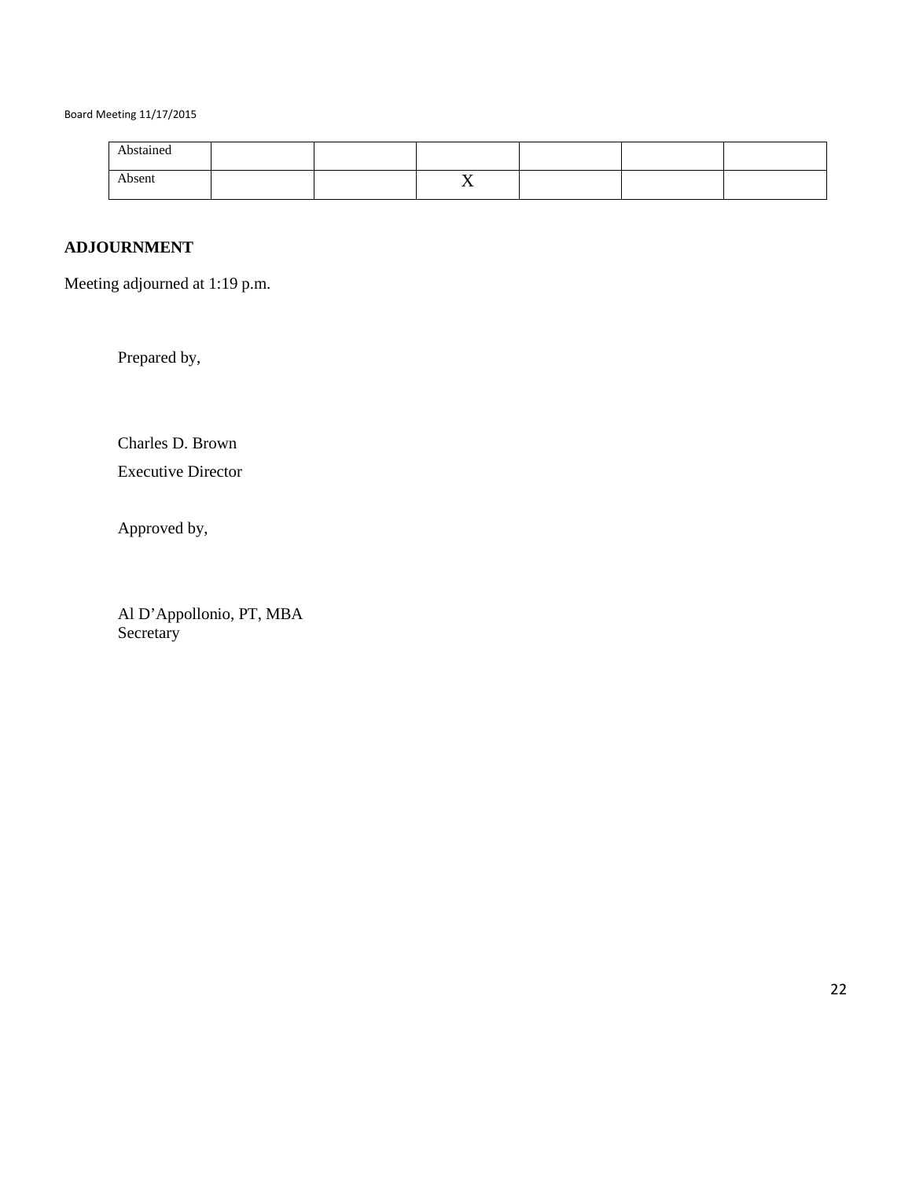| | | | | | | |
|---|---|---|---|---|---|---|
| Abstained | | | | | | |
| Absent | | | X | | | |

**ADJOURNMENT**

Meeting adjourned at 1:19 p.m.

Prepared by,

Charles D. Brown
Executive Director

Approved by,

Al D'Appollonio, PT, MBA
Secretary